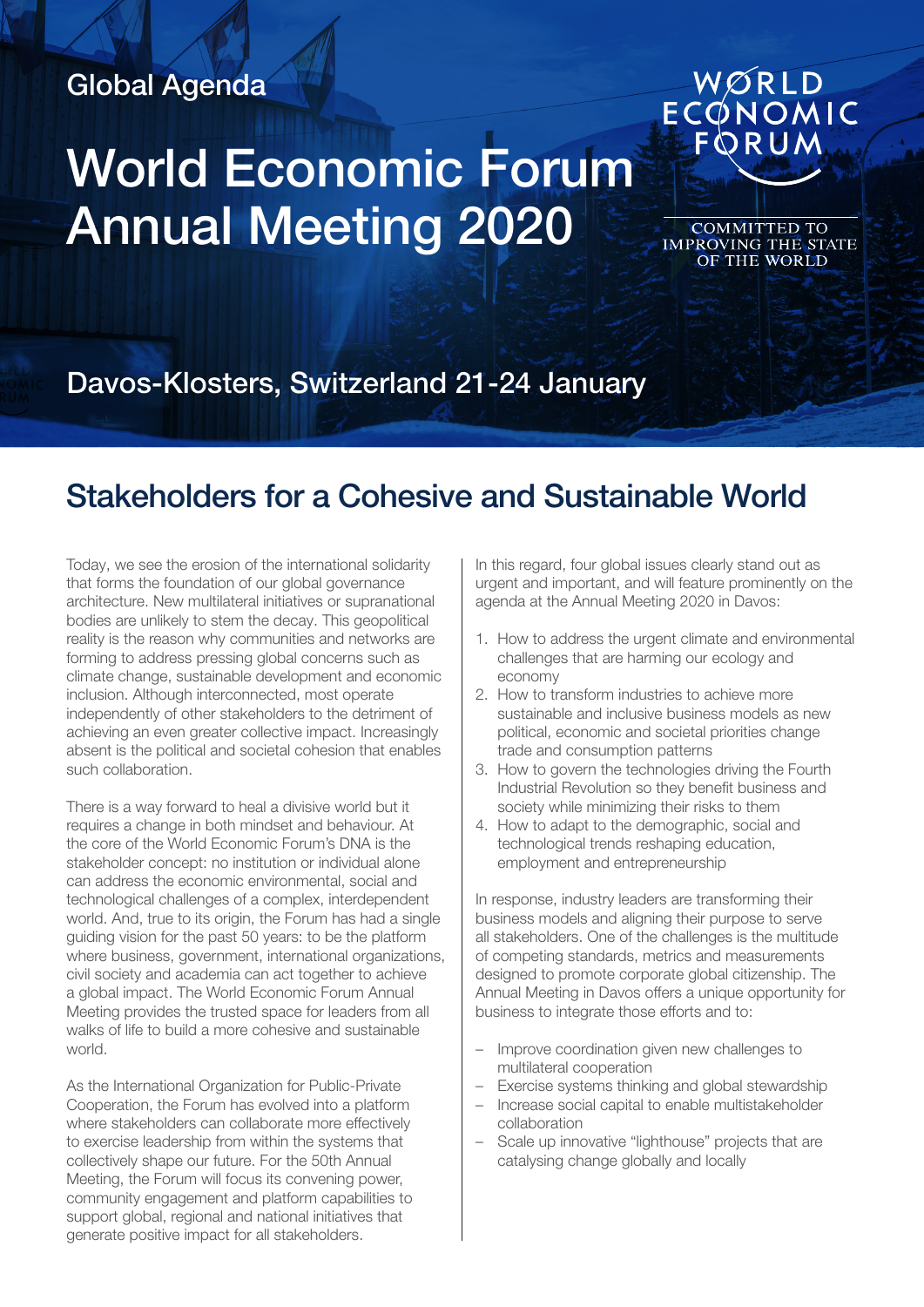Global Agenda

# World Economic Forum Annual Meeting 2020

WORLD ECONOMIC FORUM

COMMITTED TO IMPROVING THE STATE OF THE WORLD

Davos-Klosters, Switzerland 21-24 January

## Stakeholders for a Cohesive and Sustainable World

Today, we see the erosion of the international solidarity that forms the foundation of our global governance architecture. New multilateral initiatives or supranational bodies are unlikely to stem the decay. This geopolitical reality is the reason why communities and networks are forming to address pressing global concerns such as climate change, sustainable development and economic inclusion. Although interconnected, most operate independently of other stakeholders to the detriment of achieving an even greater collective impact. Increasingly absent is the political and societal cohesion that enables such collaboration.

There is a way forward to heal a divisive world but it requires a change in both mindset and behaviour. At the core of the World Economic Forum's DNA is the stakeholder concept: no institution or individual alone can address the economic environmental, social and technological challenges of a complex, interdependent world. And, true to its origin, the Forum has had a single guiding vision for the past 50 years: to be the platform where business, government, international organizations, civil society and academia can act together to achieve a global impact. The World Economic Forum Annual Meeting provides the trusted space for leaders from all walks of life to build a more cohesive and sustainable world.

As the International Organization for Public-Private Cooperation, the Forum has evolved into a platform where stakeholders can collaborate more effectively to exercise leadership from within the systems that collectively shape our future. For the 50th Annual Meeting, the Forum will focus its convening power, community engagement and platform capabilities to support global, regional and national initiatives that generate positive impact for all stakeholders.

In this regard, four global issues clearly stand out as urgent and important, and will feature prominently on the agenda at the Annual Meeting 2020 in Davos:

1. How to address the urgent climate and environmental challenges that are harming our ecology and economy
2. How to transform industries to achieve more sustainable and inclusive business models as new political, economic and societal priorities change trade and consumption patterns
3. How to govern the technologies driving the Fourth Industrial Revolution so they benefit business and society while minimizing their risks to them
4. How to adapt to the demographic, social and technological trends reshaping education, employment and entrepreneurship

In response, industry leaders are transforming their business models and aligning their purpose to serve all stakeholders. One of the challenges is the multitude of competing standards, metrics and measurements designed to promote corporate global citizenship. The Annual Meeting in Davos offers a unique opportunity for business to integrate those efforts and to:

- Improve coordination given new challenges to multilateral cooperation
- Exercise systems thinking and global stewardship
- Increase social capital to enable multistakeholder collaboration
- Scale up innovative "lighthouse" projects that are catalysing change globally and locally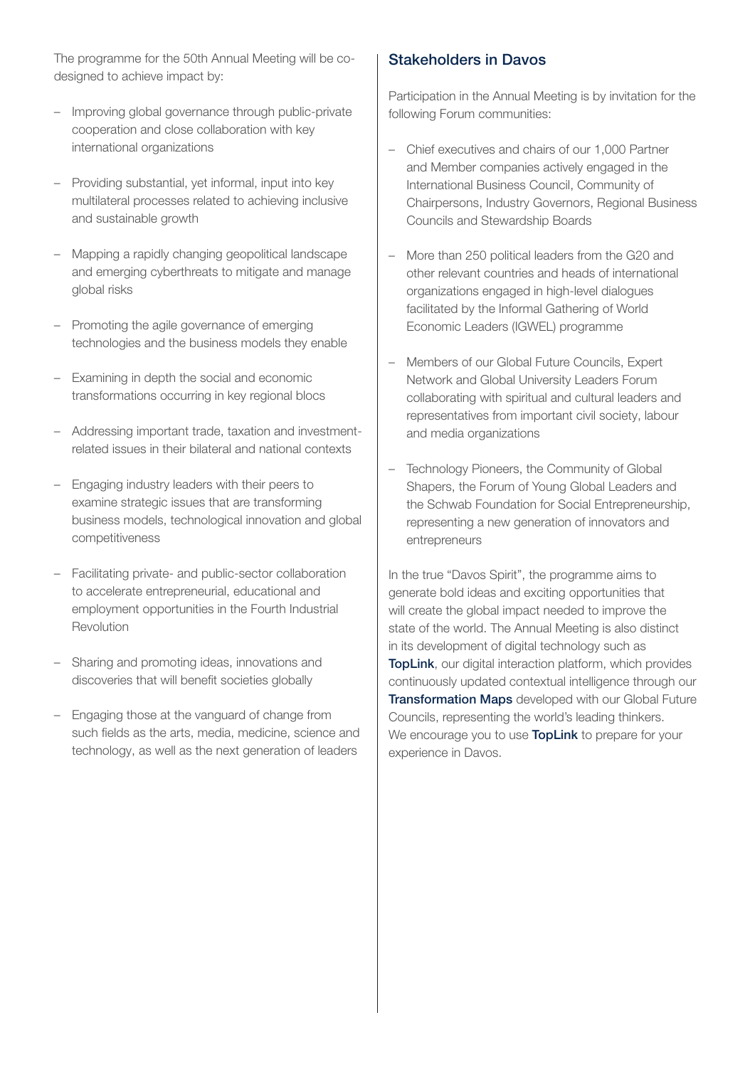The programme for the 50th Annual Meeting will be co-designed to achieve impact by:

- Improving global governance through public-private cooperation and close collaboration with key international organizations
- Providing substantial, yet informal, input into key multilateral processes related to achieving inclusive and sustainable growth
- Mapping a rapidly changing geopolitical landscape and emerging cyberthreats to mitigate and manage global risks
- Promoting the agile governance of emerging technologies and the business models they enable
- Examining in depth the social and economic transformations occurring in key regional blocs
- Addressing important trade, taxation and investment-related issues in their bilateral and national contexts
- Engaging industry leaders with their peers to examine strategic issues that are transforming business models, technological innovation and global competitiveness
- Facilitating private- and public-sector collaboration to accelerate entrepreneurial, educational and employment opportunities in the Fourth Industrial Revolution
- Sharing and promoting ideas, innovations and discoveries that will benefit societies globally
- Engaging those at the vanguard of change from such fields as the arts, media, medicine, science and technology, as well as the next generation of leaders

## Stakeholders in Davos

Participation in the Annual Meeting is by invitation for the following Forum communities:

- Chief executives and chairs of our 1,000 Partner and Member companies actively engaged in the International Business Council, Community of Chairpersons, Industry Governors, Regional Business Councils and Stewardship Boards
- More than 250 political leaders from the G20 and other relevant countries and heads of international organizations engaged in high-level dialogues facilitated by the Informal Gathering of World Economic Leaders (IGWEL) programme
- Members of our Global Future Councils, Expert Network and Global University Leaders Forum collaborating with spiritual and cultural leaders and representatives from important civil society, labour and media organizations
- Technology Pioneers, the Community of Global Shapers, the Forum of Young Global Leaders and the Schwab Foundation for Social Entrepreneurship, representing a new generation of innovators and entrepreneurs

In the true "Davos Spirit", the programme aims to generate bold ideas and exciting opportunities that will create the global impact needed to improve the state of the world. The Annual Meeting is also distinct in its development of digital technology such as **TopLink**, our digital interaction platform, which provides continuously updated contextual intelligence through our **Transformation Maps** developed with our Global Future Councils, representing the world's leading thinkers. We encourage you to use **TopLink** to prepare for your experience in Davos.